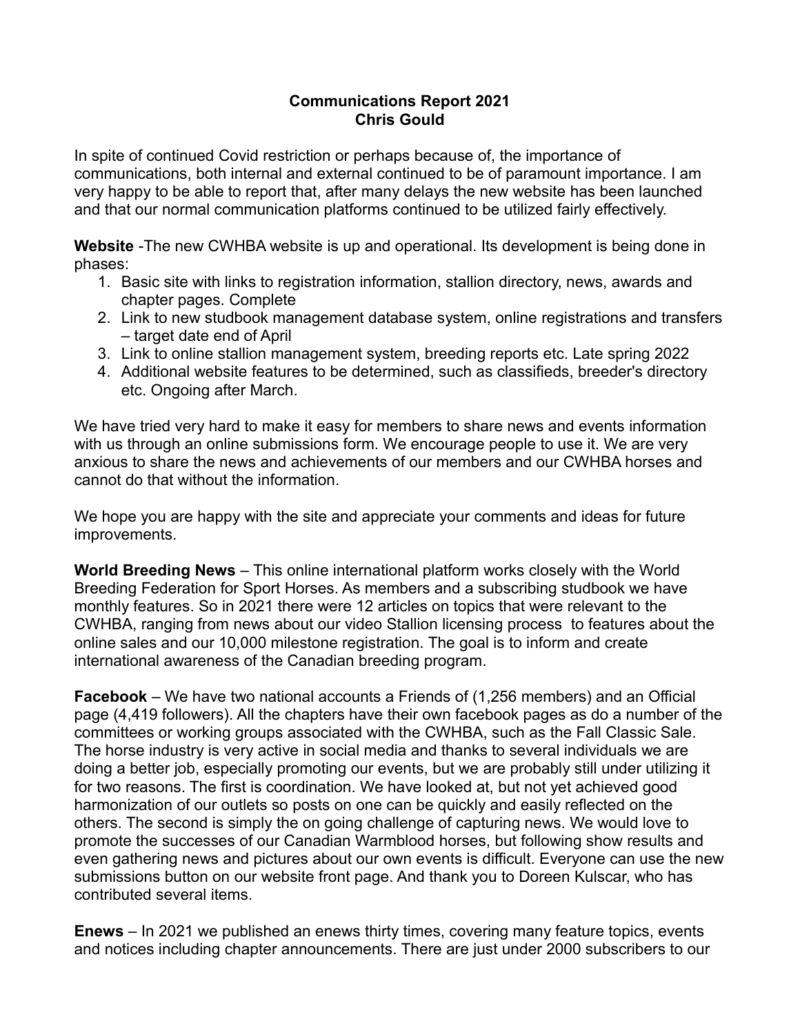# Communications Report 2021
## Chris Gould

In spite of continued Covid restriction or perhaps because of, the importance of communications, both internal and external continued to be of paramount importance. I am very happy to be able to report that, after many delays the new website has been launched and that our normal communication platforms continued to be utilized fairly effectively.

**Website** -The new CWHBA website is up and operational. Its development is being done in phases:

1. Basic site with links to registration information, stallion directory, news, awards and chapter pages. Complete
2. Link to new studbook management database system, online registrations and transfers – target date end of April
3. Link to online stallion management system, breeding reports etc. Late spring 2022
4. Additional website features to be determined, such as classifieds, breeder's directory etc. Ongoing after March.

We have tried very hard to make it easy for members to share news and events information with us through an online submissions form. We encourage people to use it. We are very anxious to share the news and achievements of our members and our CWHBA horses and cannot do that without the information.

We hope you are happy with the site and appreciate your comments and ideas for future improvements.

**World Breeding News** – This online international platform works closely with the World Breeding Federation for Sport Horses. As members and a subscribing studbook we have monthly features. So in 2021 there were 12 articles on topics that were relevant to the CWHBA, ranging from news about our video Stallion licensing process to features about the online sales and our 10,000 milestone registration. The goal is to inform and create international awareness of the Canadian breeding program.

**Facebook** – We have two national accounts a Friends of (1,256 members) and an Official page (4,419 followers). All the chapters have their own facebook pages as do a number of the committees or working groups associated with the CWHBA, such as the Fall Classic Sale. The horse industry is very active in social media and thanks to several individuals we are doing a better job, especially promoting our events, but we are probably still under utilizing it for two reasons. The first is coordination. We have looked at, but not yet achieved good harmonization of our outlets so posts on one can be quickly and easily reflected on the others. The second is simply the on going challenge of capturing news. We would love to promote the successes of our Canadian Warmblood horses, but following show results and even gathering news and pictures about our own events is difficult. Everyone can use the new submissions button on our website front page. And thank you to Doreen Kulscar, who has contributed several items.

**Enews** – In 2021 we published an enews thirty times, covering many feature topics, events and notices including chapter announcements. There are just under 2000 subscribers to our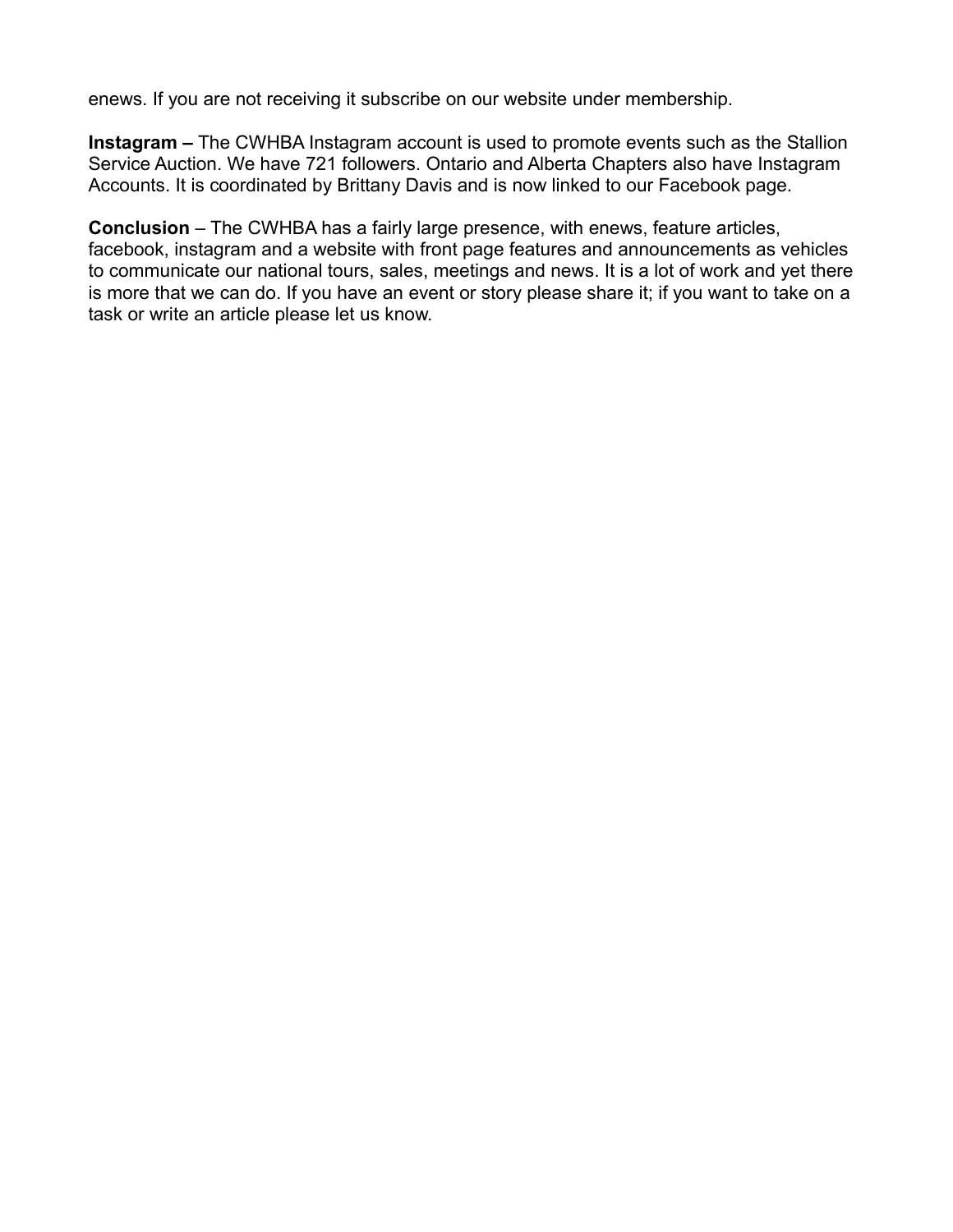enews. If you are not receiving it subscribe on our website under membership.

**Instagram –** The CWHBA Instagram account is used to promote events such as the Stallion Service Auction. We have 721 followers. Ontario and Alberta Chapters also have Instagram Accounts. It is coordinated by Brittany Davis and is now linked to our Facebook page.

**Conclusion** – The CWHBA has a fairly large presence, with enews, feature articles, facebook, instagram and a website with front page features and announcements as vehicles to communicate our national tours, sales, meetings and news. It is a lot of work and yet there is more that we can do. If you have an event or story please share it; if you want to take on a task or write an article please let us know.